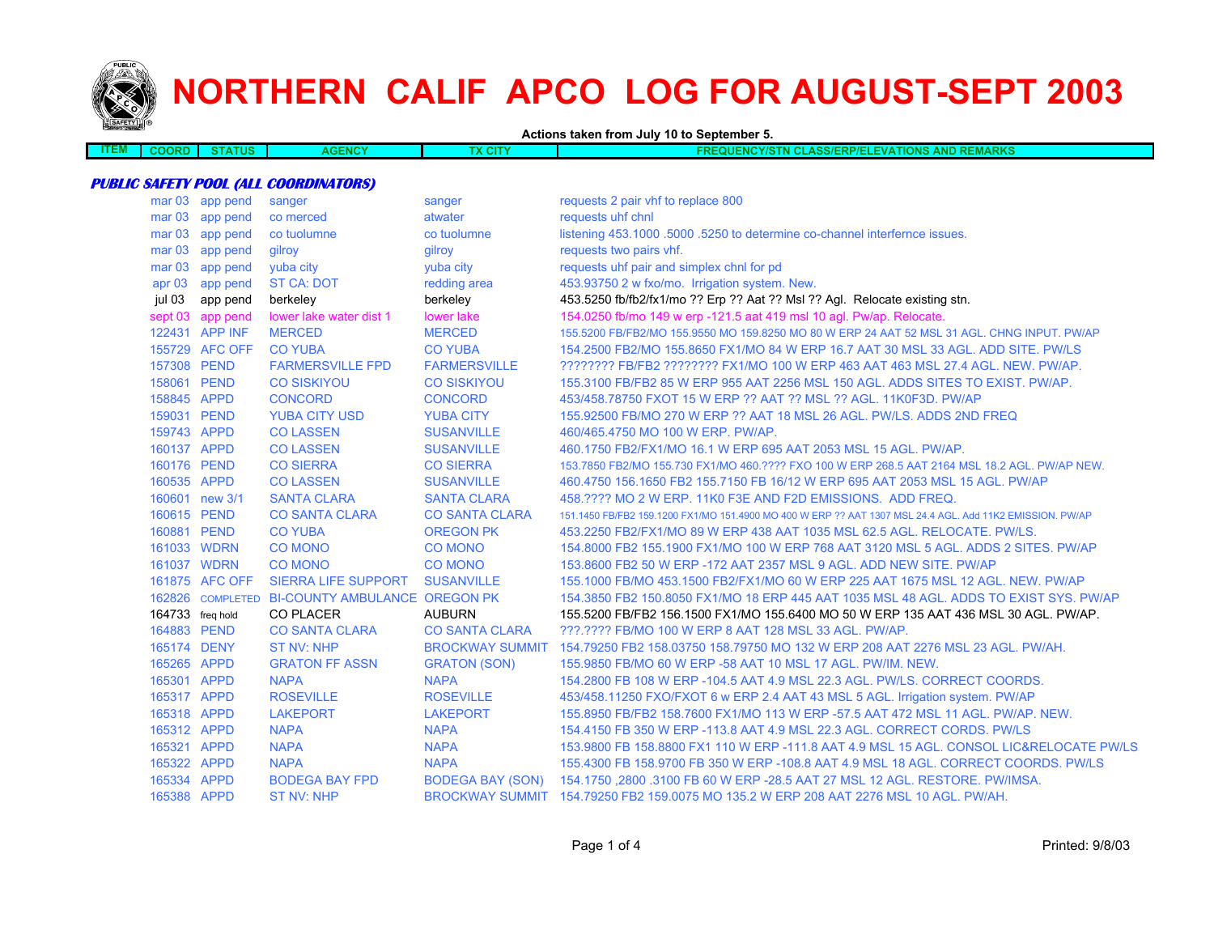# NORTHERN CALIF APCO LOG FOR AUGUST-SEPT 2003

**Actions taken from July 10 to September 5.**

| ITEM | COORD | STATUS | AGENCY | TX CITY | FREQUENCY/STN CLASS/ERP/ELEVATIONS AND REMARKS |
|---|---|---|---|---|---|
| ***PUBLIC SAFETY POOL (ALL COORDINATORS)*** | | | | | |
| | mar 03 | app pend | sanger | sanger | requests 2 pair vhf to replace 800 |
| | mar 03 | app pend | co merced | atwater | requests uhf chnl |
| | mar 03 | app pend | co tuolumne | co tuolumne | listening 453.1000 .5000 .5250 to determine co-channel interfernce issues. |
| | mar 03 | app pend | gilroy | gilroy | requests two pairs vhf. |
| | mar 03 | app pend | yuba city | yuba city | requests uhf pair and simplex chnl for pd |
| | apr 03 | app pend | ST CA: DOT | redding area | 453.93750 2 w fxo/mo. Irrigation system. New. |
| | jul 03 | app pend | berkeley | berkeley | 453.5250 fb/fb2/fx1/mo ?? Erp ?? Aat ?? Msl ?? Agl. Relocate existing stn. |
| | sept 03 | app pend | lower lake water dist 1 | lower lake | 154.0250 fb/mo 149 w erp -121.5 aat 419 msl 10 agl. Pw/ap. Relocate. |
| | 122431 | APP INF | MERCED | MERCED | 155.5200 FB/FB2/MO 155.9550 MO 159.8250 MO 80 W ERP 24 AAT 52 MSL 31 AGL. CHNG INPUT. PW/AP |
| | 155729 | AFC OFF | CO YUBA | CO YUBA | 154.2500 FB2/MO 155.8650 FX1/MO 84 W ERP 16.7 AAT 30 MSL 33 AGL. ADD SITE. PW/LS |
| | 157308 | PEND | FARMERSVILLE FPD | FARMERSVILLE | ???????? FB/FB2 ???????? FX1/MO 100 W ERP 463 AAT 463 MSL 27.4 AGL. NEW. PW/AP. |
| | 158061 | PEND | CO SISKIYOU | CO SISKIYOU | 155.3100 FB/FB2 85 W ERP 955 AAT 2256 MSL 150 AGL. ADDS SITES TO EXIST. PW/AP. |
| | 158845 | APPD | CONCORD | CONCORD | 453/458.78750 FXOT 15 W ERP ?? AAT ?? MSL ?? AGL. 11K0F3D. PW/AP |
| | 159031 | PEND | YUBA CITY USD | YUBA CITY | 155.92500 FB/MO 270 W ERP ?? AAT 18 MSL 26 AGL. PW/LS. ADDS 2ND FREQ |
| | 159743 | APPD | CO LASSEN | SUSANVILLE | 460/465.4750 MO 100 W ERP. PW/AP. |
| | 160137 | APPD | CO LASSEN | SUSANVILLE | 460.1750 FB2/FX1/MO 16.1 W ERP 695 AAT 2053 MSL 15 AGL. PW/AP. |
| | 160176 | PEND | CO SIERRA | CO SIERRA | 153.7850 FB2/MO 155.730 FX1/MO 460.???? FXO 100 W ERP 268.5 AAT 2164 MSL 18.2 AGL. PW/AP NEW. |
| | 160535 | APPD | CO LASSEN | SUSANVILLE | 460.4750 156.1650 FB2 155.7150 FB 16/12 W ERP 695 AAT 2053 MSL 15 AGL. PW/AP |
| | 160601 | new 3/1 | SANTA CLARA | SANTA CLARA | 458.???? MO 2 W ERP. 11K0 F3E AND F2D EMISSIONS. ADD FREQ. |
| | 160615 | PEND | CO SANTA CLARA | CO SANTA CLARA | 151.1450 FB/FB2 159.1200 FX1/MO 151.4900 MO 400 W ERP ?? AAT 1307 MSL 24.4 AGL. Add 11K2 EMISSION. PW/AP |
| | 160881 | PEND | CO YUBA | OREGON PK | 453.2250 FB2/FX1/MO 89 W ERP 438 AAT 1035 MSL 62.5 AGL. RELOCATE. PW/LS. |
| | 161033 | WDRN | CO MONO | CO MONO | 154.8000 FB2 155.1900 FX1/MO 100 W ERP 768 AAT 3120 MSL 5 AGL. ADDS 2 SITES. PW/AP |
| | 161037 | WDRN | CO MONO | CO MONO | 153.8600 FB2 50 W ERP -172 AAT 2357 MSL 9 AGL. ADD NEW SITE. PW/AP |
| | 161875 | AFC OFF | SIERRA LIFE SUPPORT | SUSANVILLE | 155.1000 FB/MO 453.1500 FB2/FX1/MO 60 W ERP 225 AAT 1675 MSL 12 AGL. NEW. PW/AP |
| | 162826 | COMPLETED | BI-COUNTY AMBULANCE | OREGON PK | 154.3850 FB2 150.8050 FX1/MO 18 ERP 445 AAT 1035 MSL 48 AGL. ADDS TO EXIST SYS. PW/AP |
| | 164733 | freq hold | CO PLACER | AUBURN | 155.5200 FB/FB2 156.1500 FX1/MO 155.6400 MO 50 W ERP 135 AAT 436 MSL 30 AGL. PW/AP. |
| | 164883 | PEND | CO SANTA CLARA | CO SANTA CLARA | ???.???? FB/MO 100 W ERP 8 AAT 128 MSL 33 AGL. PW/AP. |
| | 165174 | DENY | ST NV: NHP | BROCKWAY SUMMIT | 154.79250 FB2 158.03750 158.79750 MO 132 W ERP 208 AAT 2276 MSL 23 AGL. PW/AH. |
| | 165265 | APPD | GRATON FF ASSN | GRATON (SON) | 155.9850 FB/MO 60 W ERP -58 AAT 10 MSL 17 AGL. PW/IM. NEW. |
| | 165301 | APPD | NAPA | NAPA | 154.2800 FB 108 W ERP -104.5 AAT 4.9 MSL 22.3 AGL. PW/LS. CORRECT COORDS. |
| | 165317 | APPD | ROSEVILLE | ROSEVILLE | 453/458.11250 FXO/FXOT 6 w ERP 2.4 AAT 43 MSL 5 AGL. Irrigation system. PW/AP |
| | 165318 | APPD | LAKEPORT | LAKEPORT | 155.8950 FB/FB2 158.7600 FX1/MO 113 W ERP -57.5 AAT 472 MSL 11 AGL. PW/AP. NEW. |
| | 165312 | APPD | NAPA | NAPA | 154.4150 FB 350 W ERP -113.8 AAT 4.9 MSL 22.3 AGL. CORRECT CORDS. PW/LS |
| | 165321 | APPD | NAPA | NAPA | 153.9800 FB 158.8800 FX1 110 W ERP -111.8 AAT 4.9 MSL 15 AGL. CONSOL LIC&RELOCATE PW/LS |
| | 165322 | APPD | NAPA | NAPA | 155.4300 FB 158.9700 FB 350 W ERP -108.8 AAT 4.9 MSL 18 AGL. CORRECT COORDS. PW/LS |
| | 165334 | APPD | BODEGA BAY FPD | BODEGA BAY (SON) | 154.1750 ,2800 .3100 FB 60 W ERP -28.5 AAT 27 MSL 12 AGL. RESTORE. PW/IMSA. |
| | 165388 | APPD | ST NV: NHP | BROCKWAY SUMMIT | 154.79250 FB2 159.0075 MO 135.2 W ERP 208 AAT 2276 MSL 10 AGL. PW/AH. |

Printed: 9/8/03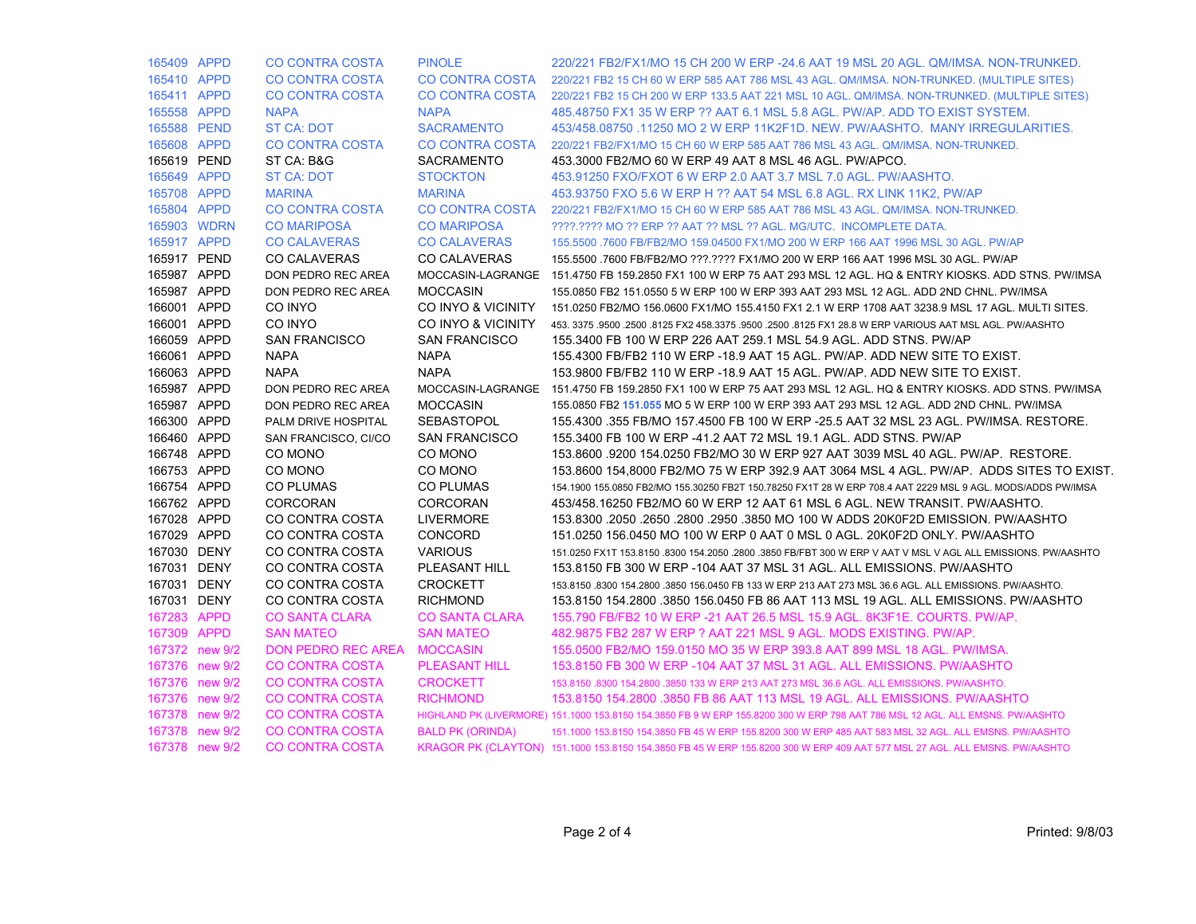| | | | | |
|---|---|---|---|---|
| 165409 | APPD | CO CONTRA COSTA | PINOLE | 220/221 FB2/FX1/MO 15 CH 200 W ERP -24.6 AAT 19 MSL 20 AGL. QM/IMSA. NON-TRUNKED. |
| 165410 | APPD | CO CONTRA COSTA | CO CONTRA COSTA | 220/221 FB2 15 CH 60 W ERP 585 AAT 786 MSL 43 AGL. QM/IMSA. NON-TRUNKED. (MULTIPLE SITES) |
| 165411 | APPD | CO CONTRA COSTA | CO CONTRA COSTA | 220/221 FB2 15 CH 200 W ERP 133.5 AAT 221 MSL 10 AGL. QM/IMSA. NON-TRUNKED. (MULTIPLE SITES) |
| 165558 | APPD | NAPA | NAPA | 485.48750 FX1 35 W ERP ?? AAT 6.1 MSL 5.8 AGL. PW/AP. ADD TO EXIST SYSTEM. |
| 165588 | PEND | ST CA: DOT | SACRAMENTO | 453/458.08750 .11250 MO 2 W ERP 11K2F1D. NEW. PW/AASHTO. MANY IRREGULARITIES. |
| 165608 | APPD | CO CONTRA COSTA | CO CONTRA COSTA | 220/221 FB2/FX1/MO 15 CH 60 W ERP 585 AAT 786 MSL 43 AGL. QM/IMSA. NON-TRUNKED. |
| 165619 | PEND | ST CA: B&G | SACRAMENTO | 453.3000 FB2/MO 60 W ERP 49 AAT 8 MSL 46 AGL. PW/APCO. |
| 165649 | APPD | ST CA: DOT | STOCKTON | 453.91250 FXO/FXOT 6 W ERP 2.0 AAT 3.7 MSL 7.0 AGL. PW/AASHTO. |
| 165708 | APPD | MARINA | MARINA | 453.93750 FXO 5.6 W ERP H ?? AAT 54 MSL 6.8 AGL. RX LINK 11K2, PW/AP |
| 165804 | APPD | CO CONTRA COSTA | CO CONTRA COSTA | 220/221 FB2/FX1/MO 15 CH 60 W ERP 585 AAT 786 MSL 43 AGL. QM/IMSA. NON-TRUNKED. |
| 165903 | WDRN | CO MARIPOSA | CO MARIPOSA | ????.???? MO ?? ERP ?? AAT ?? MSL ?? AGL. MG/UTC. INCOMPLETE DATA. |
| 165917 | APPD | CO CALAVERAS | CO CALAVERAS | 155.5500 .7600 FB/FB2/MO 159.04500 FX1/MO 200 W ERP 166 AAT 1996 MSL 30 AGL. PW/AP |
| 165917 | PEND | CO CALAVERAS | CO CALAVERAS | 155.5500 .7600 FB/FB2/MO ???.???? FX1/MO 200 W ERP 166 AAT 1996 MSL 30 AGL. PW/AP |
| 165987 | APPD | DON PEDRO REC AREA | MOCCASIN-LAGRANGE | 151.4750 FB 159.2850 FX1 100 W ERP 75 AAT 293 MSL 12 AGL. HQ & ENTRY KIOSKS. ADD STNS. PW/IMSA |
| 165987 | APPD | DON PEDRO REC AREA | MOCCASIN | 155.0850 FB2 151.0550 5 W ERP 100 W ERP 393 AAT 293 MSL 12 AGL. ADD 2ND CHNL. PW/IMSA |
| 166001 | APPD | CO INYO | CO INYO & VICINITY | 151.0250 FB2/MO 156.0600 FX1/MO 155.4150 FX1 2.1 W ERP 1708 AAT 3238.9 MSL 17 AGL. MULTI SITES. |
| 166001 | APPD | CO INYO | CO INYO & VICINITY | 453. 3375 .9500 .2500 .8125 FX2 458.3375 .9500 .2500 .8125 FX1 28.8 W ERP VARIOUS AAT MSL AGL. PW/AASHTO |
| 166059 | APPD | SAN FRANCISCO | SAN FRANCISCO | 155.3400 FB 100 W ERP 226 AAT 259.1 MSL 54.9 AGL. ADD STNS. PW/AP |
| 166061 | APPD | NAPA | NAPA | 155.4300 FB/FB2 110 W ERP -18.9 AAT 15 AGL. PW/AP. ADD NEW SITE TO EXIST. |
| 166063 | APPD | NAPA | NAPA | 153.9800 FB/FB2 110 W ERP -18.9 AAT 15 AGL. PW/AP. ADD NEW SITE TO EXIST. |
| 165987 | APPD | DON PEDRO REC AREA | MOCCASIN-LAGRANGE | 151.4750 FB 159.2850 FX1 100 W ERP 75 AAT 293 MSL 12 AGL. HQ & ENTRY KIOSKS. ADD STNS. PW/IMSA |
| 165987 | APPD | DON PEDRO REC AREA | MOCCASIN | 155.0850 FB2 **151.055** MO 5 W ERP 100 W ERP 393 AAT 293 MSL 12 AGL. ADD 2ND CHNL. PW/IMSA |
| 166300 | APPD | PALM DRIVE HOSPITAL | SEBASTOPOL | 155.4300 .355 FB/MO 157.4500 FB 100 W ERP -25.5 AAT 32 MSL 23 AGL. PW/IMSA. RESTORE. |
| 166460 | APPD | SAN FRANCISCO, CI/CO | SAN FRANCISCO | 155.3400 FB 100 W ERP -41.2 AAT 72 MSL 19.1 AGL. ADD STNS. PW/AP |
| 166748 | APPD | CO MONO | CO MONO | 153.8600 .9200 154.0250 FB2/MO 30 W ERP 927 AAT 3039 MSL 40 AGL. PW/AP. RESTORE. |
| 166753 | APPD | CO MONO | CO MONO | 153.8600 154,8000 FB2/MO 75 W ERP 392.9 AAT 3064 MSL 4 AGL. PW/AP. ADDS SITES TO EXIST. |
| 166754 | APPD | CO PLUMAS | CO PLUMAS | 154.1900 155.0850 FB2/MO 155.30250 FB2T 150.78250 FX1T 28 W ERP 708.4 AAT 2229 MSL 9 AGL. MODS/ADDS PW/IMSA |
| 166762 | APPD | CORCORAN | CORCORAN | 453/458.16250 FB2/MO 60 W ERP 12 AAT 61 MSL 6 AGL. NEW TRANSIT. PW/AASHTO. |
| 167028 | APPD | CO CONTRA COSTA | LIVERMORE | 153.8300 .2050 .2650 .2800 .2950 .3850 MO 100 W ADDS 20K0F2D EMISSION. PW/AASHTO |
| 167029 | APPD | CO CONTRA COSTA | CONCORD | 151.0250 156.0450 MO 100 W ERP 0 AAT 0 MSL 0 AGL. 20K0F2D ONLY. PW/AASHTO |
| 167030 | DENY | CO CONTRA COSTA | VARIOUS | 151.0250 FX1T 153.8150 .8300 154.2050 .2800 .3850 FB/FBT 300 W ERP V AAT V MSL V AGL ALL EMISSIONS. PW/AASHTO |
| 167031 | DENY | CO CONTRA COSTA | PLEASANT HILL | 153.8150 FB 300 W ERP -104 AAT 37 MSL 31 AGL. ALL EMISSIONS. PW/AASHTO |
| 167031 | DENY | CO CONTRA COSTA | CROCKETT | 153.8150 .8300 154.2800 .3850 156.0450 FB 133 W ERP 213 AAT 273 MSL 36.6 AGL. ALL EMISSIONS. PW/AASHTO. |
| 167031 | DENY | CO CONTRA COSTA | RICHMOND | 153.8150 154.2800 .3850 156.0450 FB 86 AAT 113 MSL 19 AGL. ALL EMISSIONS. PW/AASHTO |
| 167283 | APPD | CO SANTA CLARA | CO SANTA CLARA | 155.790 FB/FB2 10 W ERP -21 AAT 26.5 MSL 15.9 AGL. 8K3F1E. COURTS. PW/AP. |
| 167309 | APPD | SAN MATEO | SAN MATEO | 482.9875 FB2 287 W ERP ? AAT 221 MSL 9 AGL. MODS EXISTING. PW/AP. |
| 167372 | new 9/2 | DON PEDRO REC AREA | MOCCASIN | 155.0500 FB2/MO 159.0150 MO 35 W ERP 393.8 AAT 899 MSL 18 AGL. PW/IMSA. |
| 167376 | new 9/2 | CO CONTRA COSTA | PLEASANT HILL | 153.8150 FB 300 W ERP -104 AAT 37 MSL 31 AGL. ALL EMISSIONS. PW/AASHTO |
| 167376 | new 9/2 | CO CONTRA COSTA | CROCKETT | 153.8150 .8300 154.2800 .3850 133 W ERP 213 AAT 273 MSL 36.6 AGL. ALL EMISSIONS. PW/AASHTO. |
| 167376 | new 9/2 | CO CONTRA COSTA | RICHMOND | 153.8150 154.2800 .3850 FB 86 AAT 113 MSL 19 AGL. ALL EMISSIONS. PW/AASHTO |
| 167378 | new 9/2 | CO CONTRA COSTA | HIGHLAND PK (LIVERMORE) | 151.1000 153.8150 154.3850 FB 9 W ERP 155.8200 300 W ERP 798 AAT 786 MSL 12 AGL. ALL EMSNS. PW/AASHTO |
| 167378 | new 9/2 | CO CONTRA COSTA | BALD PK (ORINDA) | 151.1000 153.8150 154.3850 FB 45 W ERP 155.8200 300 W ERP 485 AAT 583 MSL 32 AGL. ALL EMSNS. PW/AASHTO |
| 167378 | new 9/2 | CO CONTRA COSTA | KRAGOR PK (CLAYTON) | 151.1000 153.8150 154.3850 FB 45 W ERP 155.8200 300 W ERP 409 AAT 577 MSL 27 AGL. ALL EMSNS. PW/AASHTO |

Printed: 9/8/03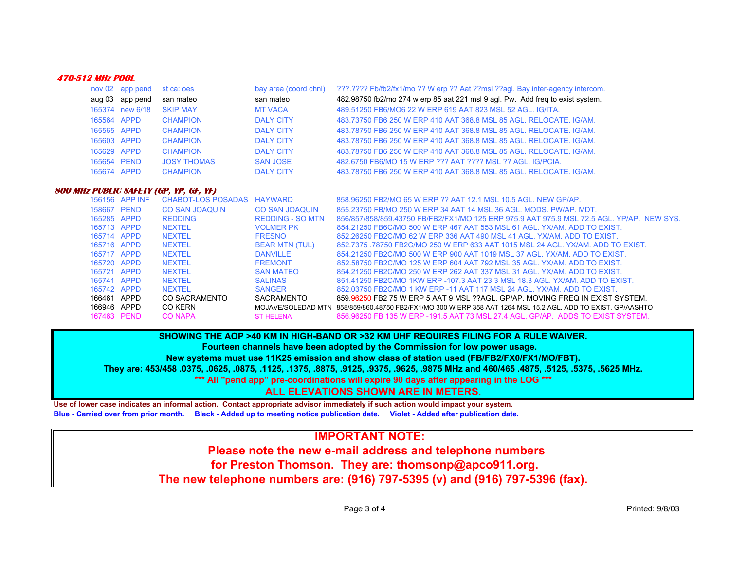### 470-512 MHz POOL

| | | | | |
|---|---|---|---|---|
| nov 02 | app pend | st ca: oes | bay area (coord chnl) | ???.???? Fb/fb2/fx1/mo ?? W erp ?? Aat ??msl ??agl. Bay inter-agency intercom. |
| aug 03 | app pend | san mateo | san mateo | 482.98750 fb2/mo 274 w erp 85 aat 221 msl 9 agl. Pw. Add freq to exist system. |
| 165374 | new 6/18 | SKIP MAY | MT VACA | 489.51250 FB6/MO6 22 W ERP 619 AAT 823 MSL 52 AGL. IG/ITA. |
| 165564 | APPD | CHAMPION | DALY CITY | 483.73750 FB6 250 W ERP 410 AAT 368.8 MSL 85 AGL. RELOCATE. IG/AM. |
| 165565 | APPD | CHAMPION | DALY CITY | 483.78750 FB6 250 W ERP 410 AAT 368.8 MSL 85 AGL. RELOCATE. IG/AM. |
| 165603 | APPD | CHAMPION | DALY CITY | 483.78750 FB6 250 W ERP 410 AAT 368.8 MSL 85 AGL. RELOCATE. IG/AM. |
| 165629 | APPD | CHAMPION | DALY CITY | 483.78750 FB6 250 W ERP 410 AAT 368.8 MSL 85 AGL. RELOCATE. IG/AM. |
| 165654 | PEND | JOSY THOMAS | SAN JOSE | 482.6750 FB6/MO 15 W ERP ??? AAT ???? MSL ?? AGL. IG/PCIA. |
| 165674 | APPD | CHAMPION | DALY CITY | 483.78750 FB6 250 W ERP 410 AAT 368.8 MSL 85 AGL. RELOCATE. IG/AM. |

### 800 MHz PUBLIC SAFETY (GP, YP, GF, YF)

| | | | | |
|---|---|---|---|---|
| 156156 | APP INF | CHABOT-LOS POSADAS | HAYWARD | 858.96250 FB2/MO 65 W ERP ?? AAT 12.1 MSL 10.5 AGL. NEW GP/AP. |
| 158667 | PEND | CO SAN JOAQUIN | CO SAN JOAQUIN | 855.23750 FB/MO 250 W ERP 34 AAT 14 MSL 36 AGL. MODS. PW/AP. MDT. |
| 165285 | APPD | REDDING | REDDING - SO MTN | 856/857/858/859.43750 FB/FB2/FX1/MO 125 ERP 975.9 AAT 975.9 MSL 72.5 AGL. YP/AP. NEW SYS. |
| 165713 | APPD | NEXTEL | VOLMER PK | 854.21250 FB6C/MO 500 W ERP 467 AAT 553 MSL 61 AGL. YX/AM. ADD TO EXIST. |
| 165714 | APPD | NEXTEL | FRESNO | 852.26250 FB2C/MO 62 W ERP 336 AAT 490 MSL 41 AGL. YX/AM. ADD TO EXIST. |
| 165716 | APPD | NEXTEL | BEAR MTN (TUL) | 852.7375 .78750 FB2C/MO 250 W ERP 633 AAT 1015 MSL 24 AGL. YX/AM. ADD TO EXIST. |
| 165717 | APPD | NEXTEL | DANVILLE | 854.21250 FB2C/MO 500 W ERP 900 AAT 1019 MSL 37 AGL. YX/AM. ADD TO EXIST. |
| 165720 | APPD | NEXTEL | FREMONT | 852.58750 FB2C/MO 125 W ERP 604 AAT 792 MSL 35 AGL. YX/AM. ADD TO EXIST. |
| 165721 | APPD | NEXTEL | SAN MATEO | 854.21250 FB2C/MO 250 W ERP 262 AAT 337 MSL 31 AGL. YX/AM. ADD TO EXIST. |
| 165741 | APPD | NEXTEL | SALINAS | 851.41250 FB2C/MO 1KW ERP -107.3 AAT 23.3 MSL 18.3 AGL. YX/AM. ADD TO EXIST. |
| 165742 | APPD | NEXTEL | SANGER | 852.03750 FB2C/MO 1 KW ERP -11 AAT 117 MSL 24 AGL. YX/AM. ADD TO EXIST. |
| 166461 | APPD | CO SACRAMENTO | SACRAMENTO | 859.96250 FB2 75 W ERP 5 AAT 9 MSL ??AGL. GP/AP. MOVING FREQ IN EXIST SYSTEM. |
| 166946 | APPD | CO KERN | MOJAVE/SOLEDAD MTN | 858/859/860.48750 FB2/FX1/MO 300 W ERP 358 AAT 1264 MSL 15.2 AGL. ADD TO EXIST. GP/AASHTO |
| 167463 | PEND | CO NAPA | ST HELENA | 856.96250 FB 135 W ERP -191.5 AAT 73 MSL 27.4 AGL. GP/AP. ADDS TO EXIST SYSTEM. |

**SHOWING THE AOP >40 KM IN HIGH-BAND OR >32 KM UHF REQUIRES FILING FOR A RULE WAIVER.**
**Fourteen channels have been adopted by the Commission for low power usage.**
**New systems must use 11K25 emission and show class of station used (FB/FB2/FX0/FX1/MO/FBT).**
**They are: 453/458 .0375, .0625, .0875, .1125, .1375, .8875, .9125, .9375, .9625, .9875 MHz and 460/465 .4875, .5125, .5375, .5625 MHz.**
**\*\*\* All "pend app" pre-coordinations will expire 90 days after appearing in the LOG \*\*\***
**ALL ELEVATIONS SHOWN ARE IN METERS.**

**Use of lower case indicates an informal action. Contact appropriate advisor immediately if such action would impact your system.**
**Blue - Carried over from prior month. Black - Added up to meeting notice publication date. Violet - Added after publication date.**

**IMPORTANT NOTE:**
**Please note the new e-mail address and telephone numbers for Preston Thomson. They are: thomsonp@apco911.org.**
**The new telephone numbers are: (916) 797-5395 (v) and (916) 797-5396 (fax).**

Printed: 9/8/03